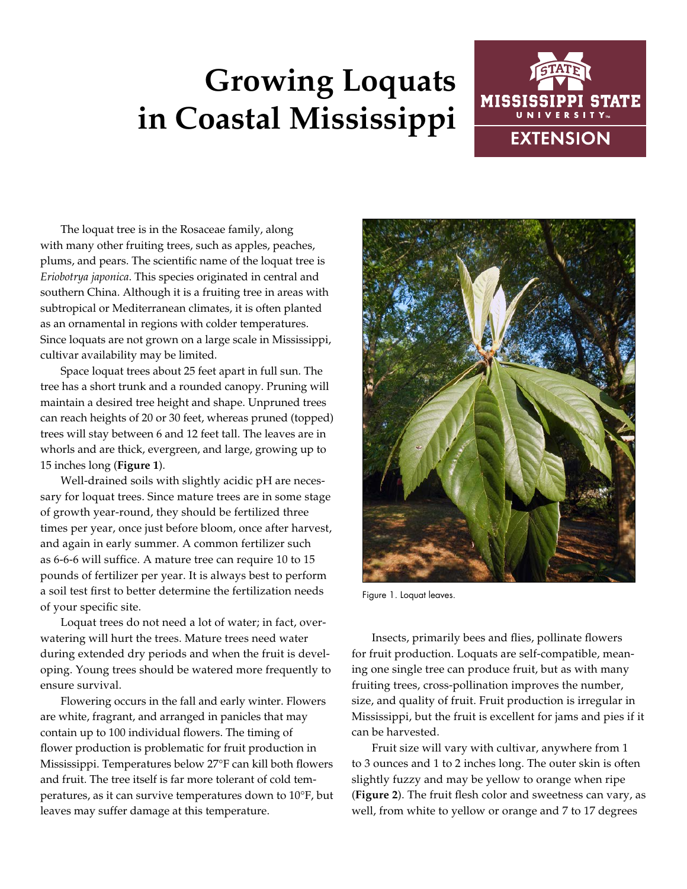# Growing Loquats in Coastal Mississippi

The loquat tree is in the Rosaceae family, along with many other fruiting trees, such as apples, peaches, plums, and pears. The scientific name of the loquat tree is *Eriobotrya japonica*. This species originated in central and southern China. Although it is a fruiting tree in areas with subtropical or Mediterranean climates, it is often planted as an ornamental in regions with colder temperatures. Since loquats are not grown on a large scale in Mississippi, cultivar availability may be limited.

Space loquat trees about 25 feet apart in full sun. The tree has a short trunk and a rounded canopy. Pruning will maintain a desired tree height and shape. Unpruned trees can reach heights of 20 or 30 feet, whereas pruned (topped) trees will stay between 6 and 12 feet tall. The leaves are in whorls and are thick, evergreen, and large, growing up to 15 inches long (**Figure 1**).

Well-drained soils with slightly acidic pH are necessary for loquat trees. Since mature trees are in some stage of growth year-round, they should be fertilized three times per year, once just before bloom, once after harvest, and again in early summer. A common fertilizer such as 6-6-6 will suffice. A mature tree can require 10 to 15 pounds of fertilizer per year. It is always best to perform a soil test first to better determine the fertilization needs of your specific site.

Loquat trees do not need a lot of water; in fact, overwatering will hurt the trees. Mature trees need water during extended dry periods and when the fruit is developing. Young trees should be watered more frequently to ensure survival.

Flowering occurs in the fall and early winter. Flowers are white, fragrant, and arranged in panicles that may contain up to 100 individual flowers. The timing of flower production is problematic for fruit production in Mississippi. Temperatures below 27°F can kill both flowers and fruit. The tree itself is far more tolerant of cold temperatures, as it can survive temperatures down to 10°F, but leaves may suffer damage at this temperature.

Figure 1. Loquat leaves.

Insects, primarily bees and flies, pollinate flowers for fruit production. Loquats are self-compatible, meaning one single tree can produce fruit, but as with many fruiting trees, cross-pollination improves the number, size, and quality of fruit. Fruit production is irregular in Mississippi, but the fruit is excellent for jams and pies if it can be harvested.

Fruit size will vary with cultivar, anywhere from 1 to 3 ounces and 1 to 2 inches long. The outer skin is often slightly fuzzy and may be yellow to orange when ripe (**Figure 2**). The fruit flesh color and sweetness can vary, as well, from white to yellow or orange and 7 to 17 degrees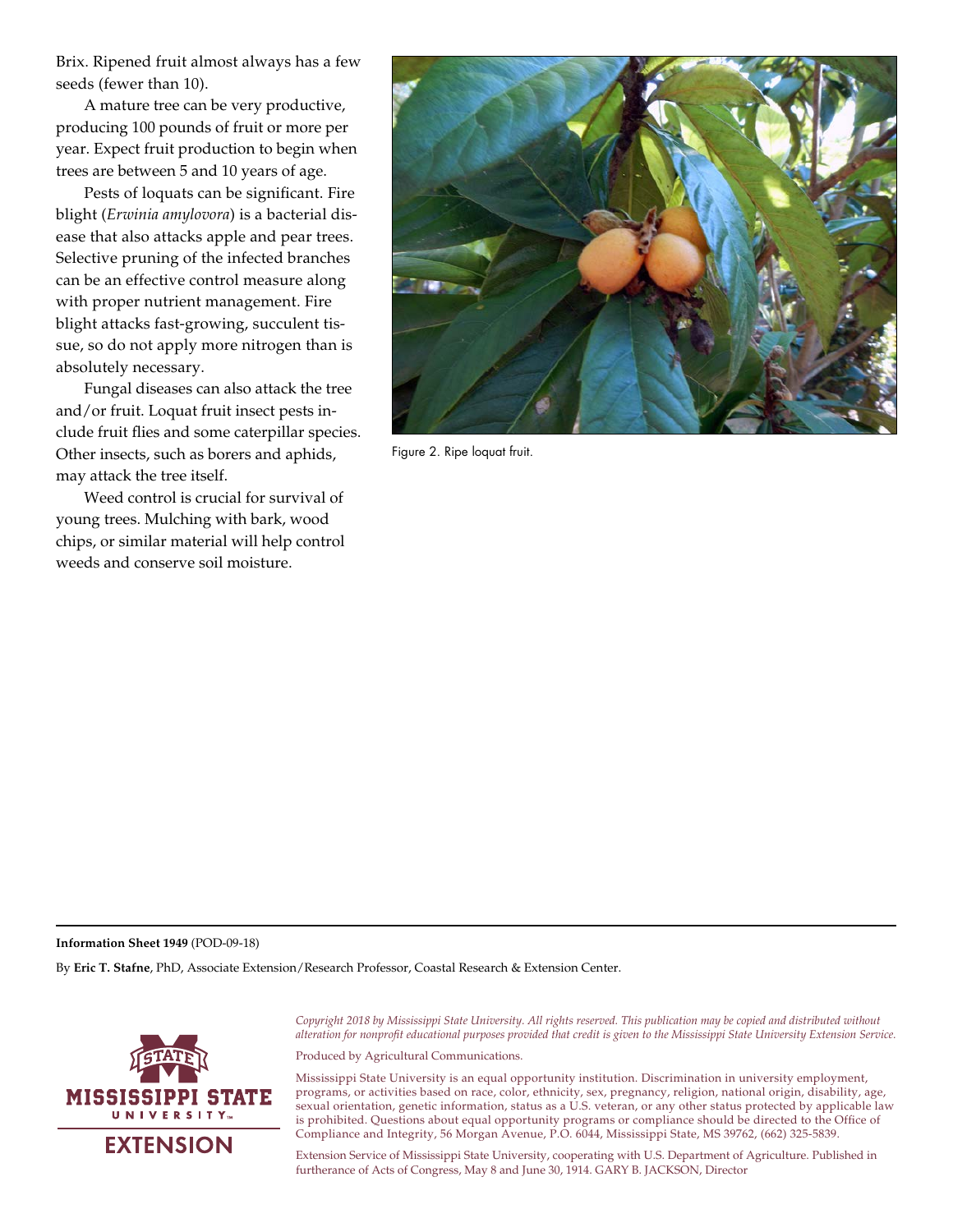Brix. Ripened fruit almost always has a few seeds (fewer than 10).

A mature tree can be very productive, producing 100 pounds of fruit or more per year. Expect fruit production to begin when trees are between 5 and 10 years of age.

Pests of loquats can be significant. Fire blight (*Erwinia amylovora*) is a bacterial disease that also attacks apple and pear trees. Selective pruning of the infected branches can be an effective control measure along with proper nutrient management. Fire blight attacks fast-growing, succulent tissue, so do not apply more nitrogen than is absolutely necessary.

Fungal diseases can also attack the tree and/or fruit. Loquat fruit insect pests include fruit flies and some caterpillar species. Other insects, such as borers and aphids, may attack the tree itself.

Weed control is crucial for survival of young trees. Mulching with bark, wood chips, or similar material will help control weeds and conserve soil moisture.

Figure 2. Ripe loquat fruit.

---

**Information Sheet 1949** (POD-09-18)

By **Eric T. Stafne**, PhD, Associate Extension/Research Professor, Coastal Research & Extension Center.

MISSISSIPPI STATE UNIVERSITY EXTENSION

*Copyright 2018 by Mississippi State University. All rights reserved. This publication may be copied and distributed without alteration for nonprofit educational purposes provided that credit is given to the Mississippi State University Extension Service.*

Produced by Agricultural Communications.

Mississippi State University is an equal opportunity institution. Discrimination in university employment, programs, or activities based on race, color, ethnicity, sex, pregnancy, religion, national origin, disability, age, sexual orientation, genetic information, status as a U.S. veteran, or any other status protected by applicable law is prohibited. Questions about equal opportunity programs or compliance should be directed to the Office of Compliance and Integrity, 56 Morgan Avenue, P.O. 6044, Mississippi State, MS 39762, (662) 325-5839.

Extension Service of Mississippi State University, cooperating with U.S. Department of Agriculture. Published in furtherance of Acts of Congress, May 8 and June 30, 1914. GARY B. JACKSON, Director